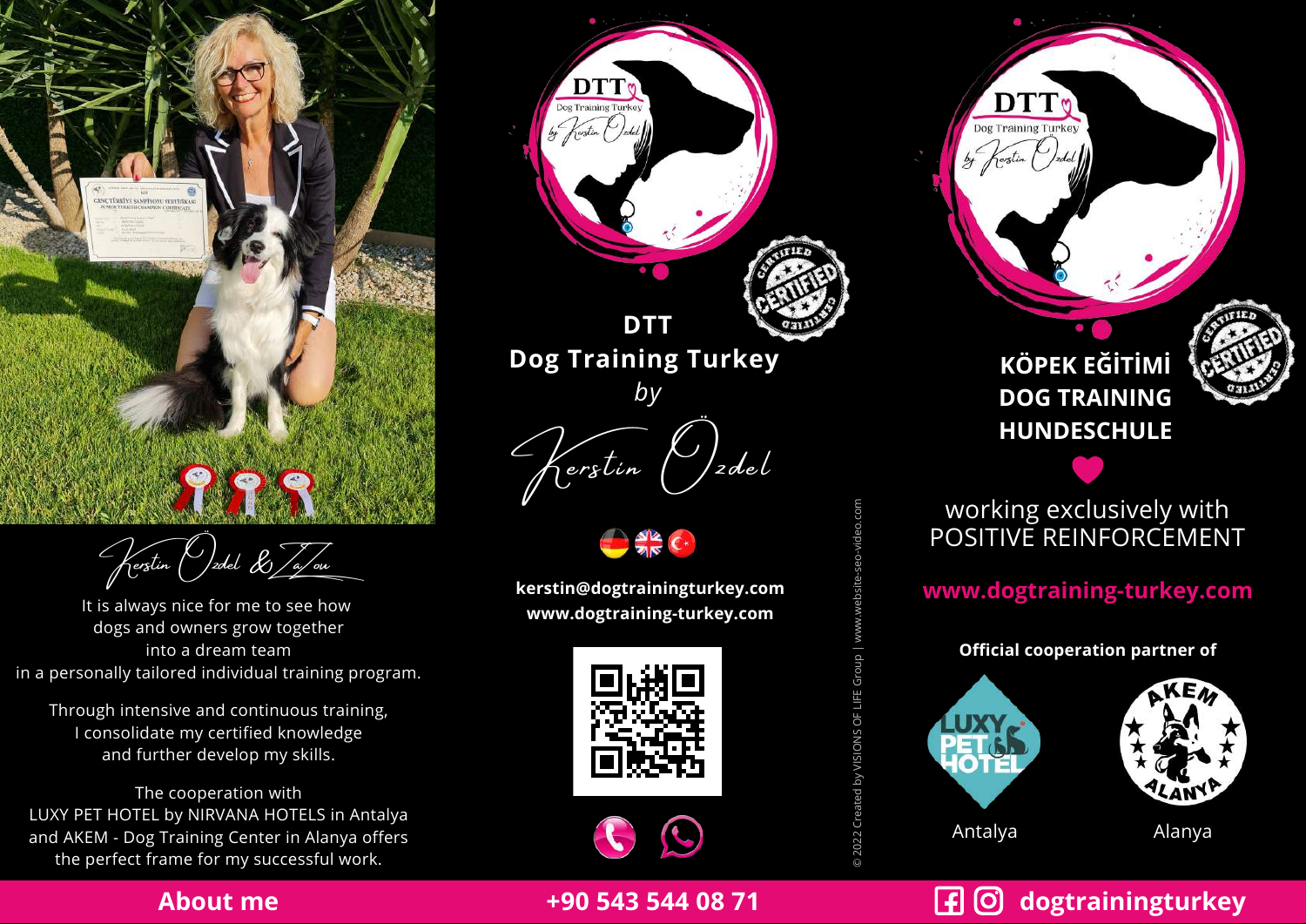Kerstin Özdel & Zazou

It is always nice for me to see how dogs and owners grow together into a dream team in a personally tailored individual training program.

Through intensive and continuous training, I consolidate my certified knowledge and further develop my skills.

The cooperation with LUXY PET HOTEL by NIRVANA HOTELS in Antalya and AKEM - Dog Training Center in Alanya offers the perfect frame for my successful work.

## About me

# DTT Dog Training Turkey

*by*

Kerstin Özdel

**kerstin@dogtrainingturkey.com**
**www.dogtraining-turkey.com**

**+90 543 544 08 71**

© 2022 Created by VISIONS OF LIFE Group | www.website-seo-video.com

## KÖPEK EĞİTİMİ
## DOG TRAINING
## HUNDESCHULE

working exclusively with POSITIVE REINFORCEMENT

**www.dogtraining-turkey.com**

**Official cooperation partner of**

LUXY PET HOTEL – Antalya

AKEM ALANYA – Alanya

**dogtrainingturkey**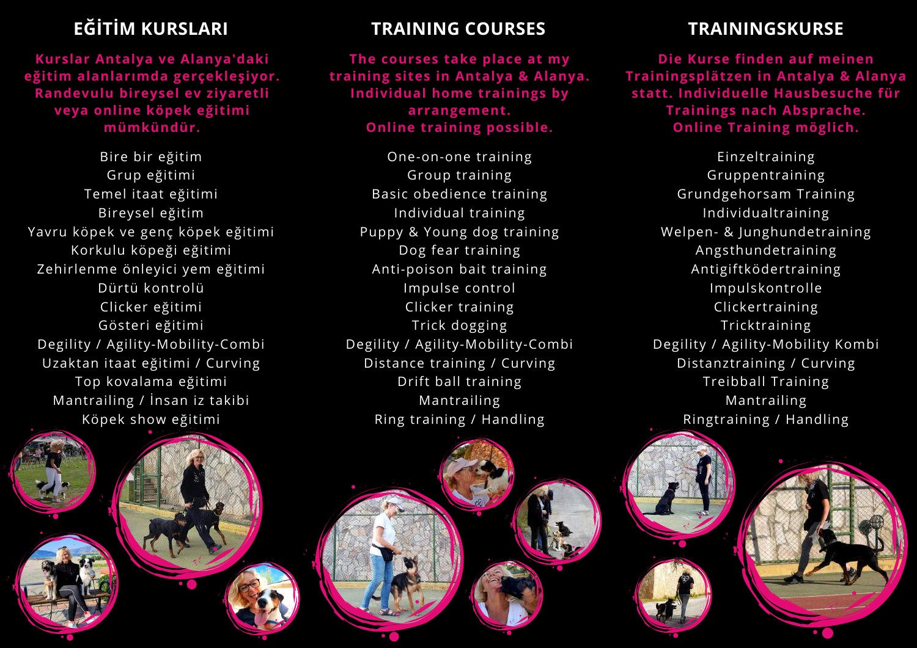## EĞİTİM KURSLARI

**Kurslar Antalya ve Alanya'daki eğitim alanlarımda gerçekleşiyor. Randevulu bireysel ev ziyaretli veya online köpek eğitimi mümkündür.**

Bire bir eğitim
Grup eğitimi
Temel itaat eğitimi
Bireysel eğitim
Yavru köpek ve genç köpek eğitimi
Korkulu köpeği eğitimi
Zehirlenme önleyici yem eğitimi
Dürtü kontrolü
Clicker eğitimi
Gösteri eğitimi
Degility / Agility-Mobility-Combi
Uzaktan itaat eğitimi / Curving
Top kovalama eğitimi
Mantrailing / İnsan iz takibi
Köpek show eğitimi

## TRAINING COURSES

**The courses take place at my training sites in Antalya & Alanya. Individual home trainings by arrangement. Online training possible.**

One-on-one training
Group training
Basic obedience training
Individual training
Puppy & Young dog training
Dog fear training
Anti-poison bait training
Impulse control
Clicker training
Trick dogging
Degility / Agility-Mobility-Combi
Distance training / Curving
Drift ball training
Mantrailing
Ring training / Handling

## TRAININGSKURSE

**Die Kurse finden auf meinen Trainingsplätzen in Antalya & Alanya statt. Individuelle Hausbesuche für Trainings nach Absprache. Online Training möglich.**

Einzeltraining
Gruppentraining
Grundgehorsam Training
Individualtraining
Welpen- & Junghundetraining
Angsthundetraining
Antigiftködertraining
Impulskontrolle
Clickertraining
Tricktraining
Degility / Agility-Mobility Kombi
Distanztraining / Curving
Treibball Training
Mantrailing
Ringtraining / Handling